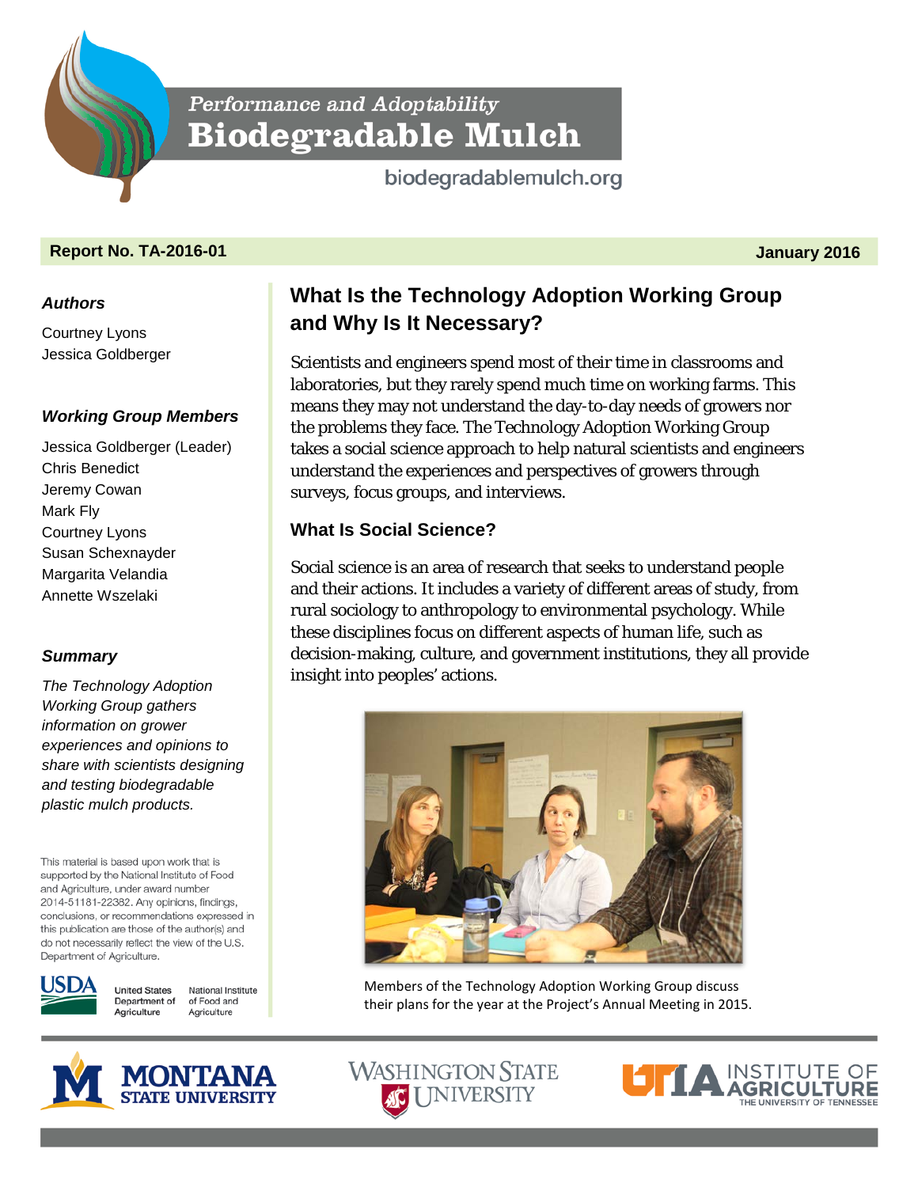# Performance and Adoptability Biodegradable Mulch

biodegradablemulch.org

**Report No. TA-2016-01** **January 2016**

### Authors

Courtney Lyons
Jessica Goldberger

### Working Group Members

Jessica Goldberger (Leader)
Chris Benedict
Jeremy Cowan
Mark Fly
Courtney Lyons
Susan Schexnayder
Margarita Velandia
Annette Wszelaki

### Summary

*The Technology Adoption Working Group gathers information on grower experiences and opinions to share with scientists designing and testing biodegradable plastic mulch products.*

This material is based upon work that is supported by the National Institute of Food and Agriculture, under award number 2014-51181-22382. Any opinions, findings, conclusions, or recommendations expressed in this publication are those of the author(s) and do not necessarily reflect the view of the U.S. Department of Agriculture.

USDA United States Department of Agriculture — National Institute of Food and Agriculture

## What Is the Technology Adoption Working Group and Why Is It Necessary?

Scientists and engineers spend most of their time in classrooms and laboratories, but they rarely spend much time on working farms. This means they may not understand the day-to-day needs of growers nor the problems they face. The Technology Adoption Working Group takes a social science approach to help natural scientists and engineers understand the experiences and perspectives of growers through surveys, focus groups, and interviews.

### What Is Social Science?

Social science is an area of research that seeks to understand people and their actions. It includes a variety of different areas of study, from rural sociology to anthropology to environmental psychology. While these disciplines focus on different aspects of human life, such as decision-making, culture, and government institutions, they all provide insight into peoples' actions.

Members of the Technology Adoption Working Group discuss their plans for the year at the Project's Annual Meeting in 2015.

Montana State University | Washington State University | UTIA Institute of Agriculture, The University of Tennessee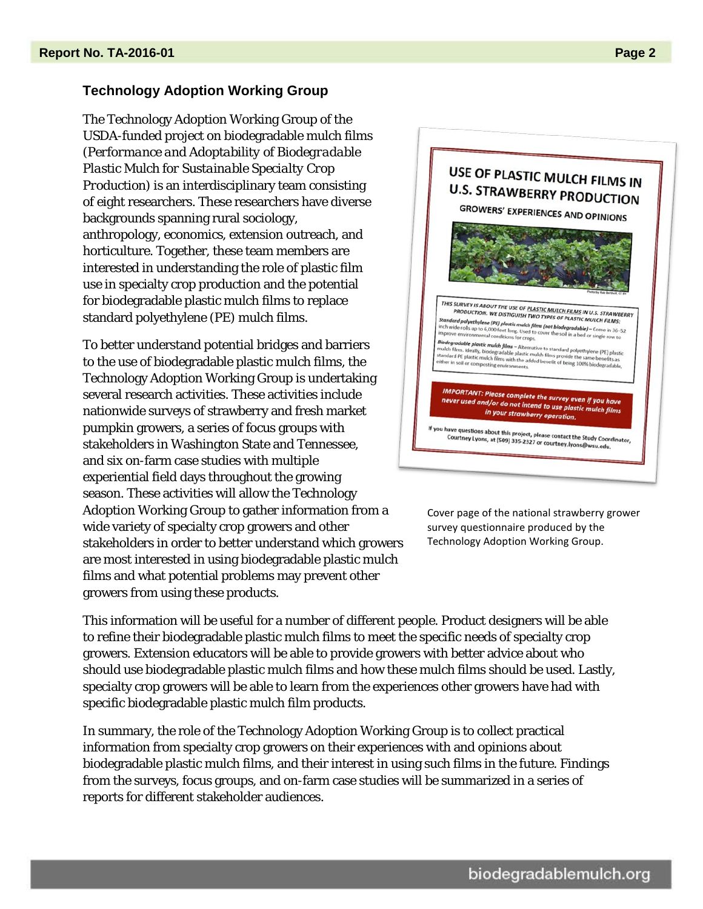### Technology Adoption Working Group

The Technology Adoption Working Group of the USDA-funded project on biodegradable mulch films (*Performance and Adoptability of Biodegradable Plastic Mulch for Sustainable Specialty Crop Production*) is an interdisciplinary team consisting of eight researchers. These researchers have diverse backgrounds spanning rural sociology, anthropology, economics, extension outreach, and horticulture. Together, these team members are interested in understanding the role of plastic film use in specialty crop production and the potential for biodegradable plastic mulch films to replace standard polyethylene (PE) mulch films.

To better understand potential bridges and barriers to the use of biodegradable plastic mulch films, the Technology Adoption Working Group is undertaking several research activities. These activities include nationwide surveys of strawberry and fresh market pumpkin growers, a series of focus groups with stakeholders in Washington State and Tennessee, and six on-farm case studies with multiple experiential field days throughout the growing season. These activities will allow the Technology Adoption Working Group to gather information from a wide variety of specialty crop growers and other stakeholders in order to better understand which growers are most interested in using biodegradable plastic mulch films and what potential problems may prevent other growers from using these products.

Cover page of the national strawberry grower survey questionnaire produced by the Technology Adoption Working Group.

This information will be useful for a number of different people. Product designers will be able to refine their biodegradable plastic mulch films to meet the specific needs of specialty crop growers. Extension educators will be able to provide growers with better advice about who should use biodegradable plastic mulch films and how these mulch films should be used. Lastly, specialty crop growers will be able to learn from the experiences other growers have had with specific biodegradable plastic mulch film products.

In summary, the role of the Technology Adoption Working Group is to collect practical information from specialty crop growers on their experiences with and opinions about biodegradable plastic mulch films, and their interest in using such films in the future. Findings from the surveys, focus groups, and on-farm case studies will be summarized in a series of reports for different stakeholder audiences.